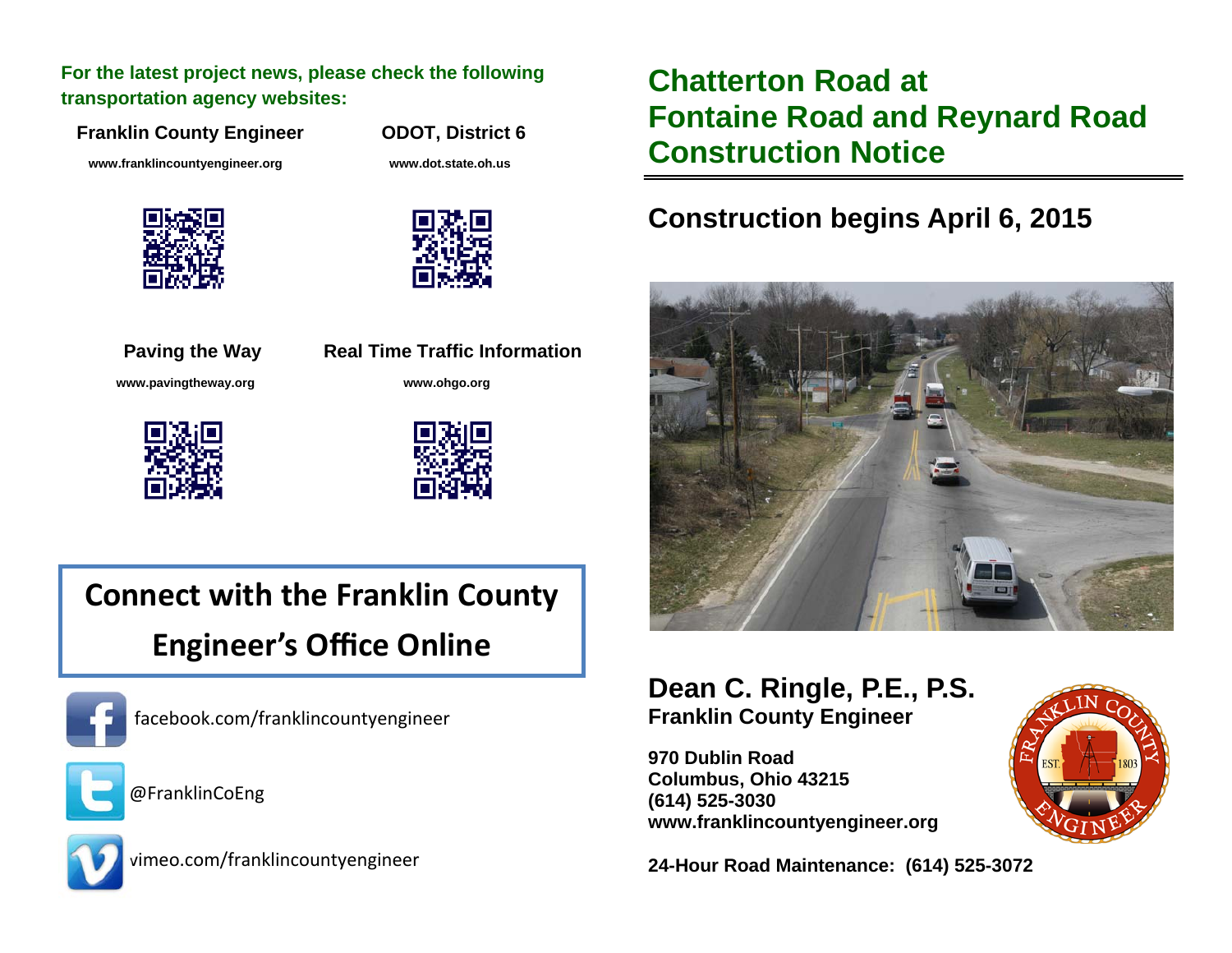**For the latest project news, please check the following transportation agency websites:**

**Franklin County Engineer**

www.franklincountyengineer.org

**ODOT, District 6**

www.dot.state.oh.us

**Paving the Way**

www.pavingtheway.org

**Real Time Traffic Information**

www.ohgo.org

## Connect with the Franklin County Engineer's Office Online

facebook.com/franklincountyengineer

@FranklinCoEng

vimeo.com/franklincountyengineer

# Chatterton Road at Fontaine Road and Reynard Road Construction Notice

## Construction begins April 6, 2015

## Dean C. Ringle, P.E., P.S.

**Franklin County Engineer**

**970 Dublin Road**
**Columbus, Ohio 43215**
**(614) 525-3030**
**www.franklincountyengineer.org**

**24-Hour Road Maintenance: (614) 525-3072**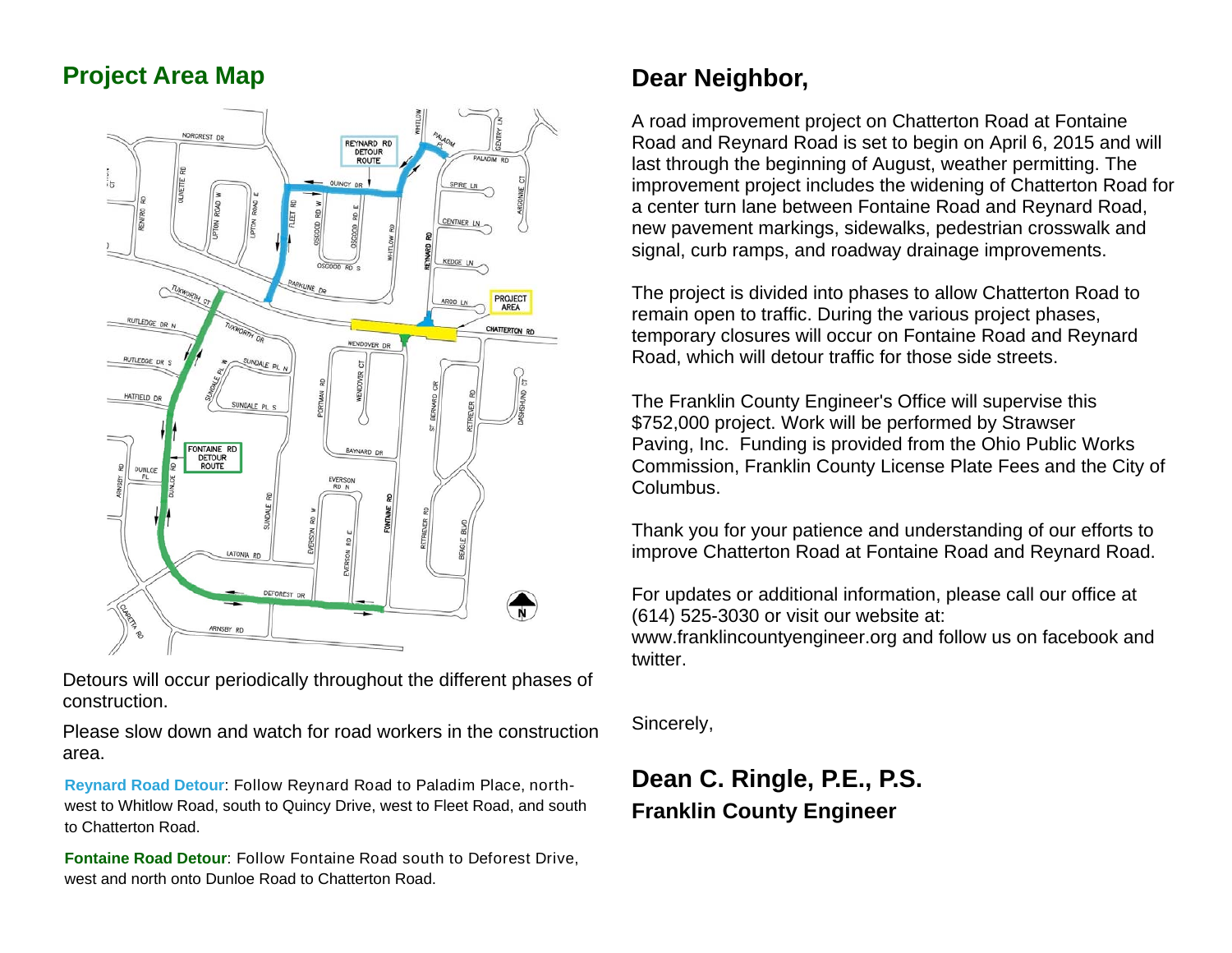## Project Area Map

Detours will occur periodically throughout the different phases of construction.

Please slow down and watch for road workers in the construction area.

**Reynard Road Detour**: Follow Reynard Road to Paladim Place, north-west to Whitlow Road, south to Quincy Drive, west to Fleet Road, and south to Chatterton Road.

**Fontaine Road Detour**: Follow Fontaine Road south to Deforest Drive, west and north onto Dunloe Road to Chatterton Road.

## Dear Neighbor,

A road improvement project on Chatterton Road at Fontaine Road and Reynard Road is set to begin on April 6, 2015 and will last through the beginning of August, weather permitting. The improvement project includes the widening of Chatterton Road for a center turn lane between Fontaine Road and Reynard Road, new pavement markings, sidewalks, pedestrian crosswalk and signal, curb ramps, and roadway drainage improvements.

The project is divided into phases to allow Chatterton Road to remain open to traffic. During the various project phases, temporary closures will occur on Fontaine Road and Reynard Road, which will detour traffic for those side streets.

The Franklin County Engineer's Office will supervise this $752,000 project. Work will be performed by Strawser Paving, Inc. Funding is provided from the Ohio Public Works Commission, Franklin County License Plate Fees and the City of Columbus.

Thank you for your patience and understanding of our efforts to improve Chatterton Road at Fontaine Road and Reynard Road.

For updates or additional information, please call our office at (614) 525-3030 or visit our website at: www.franklincountyengineer.org and follow us on facebook and twitter.

Sincerely,

**Dean C. Ringle, P.E., P.S.**
**Franklin County Engineer**